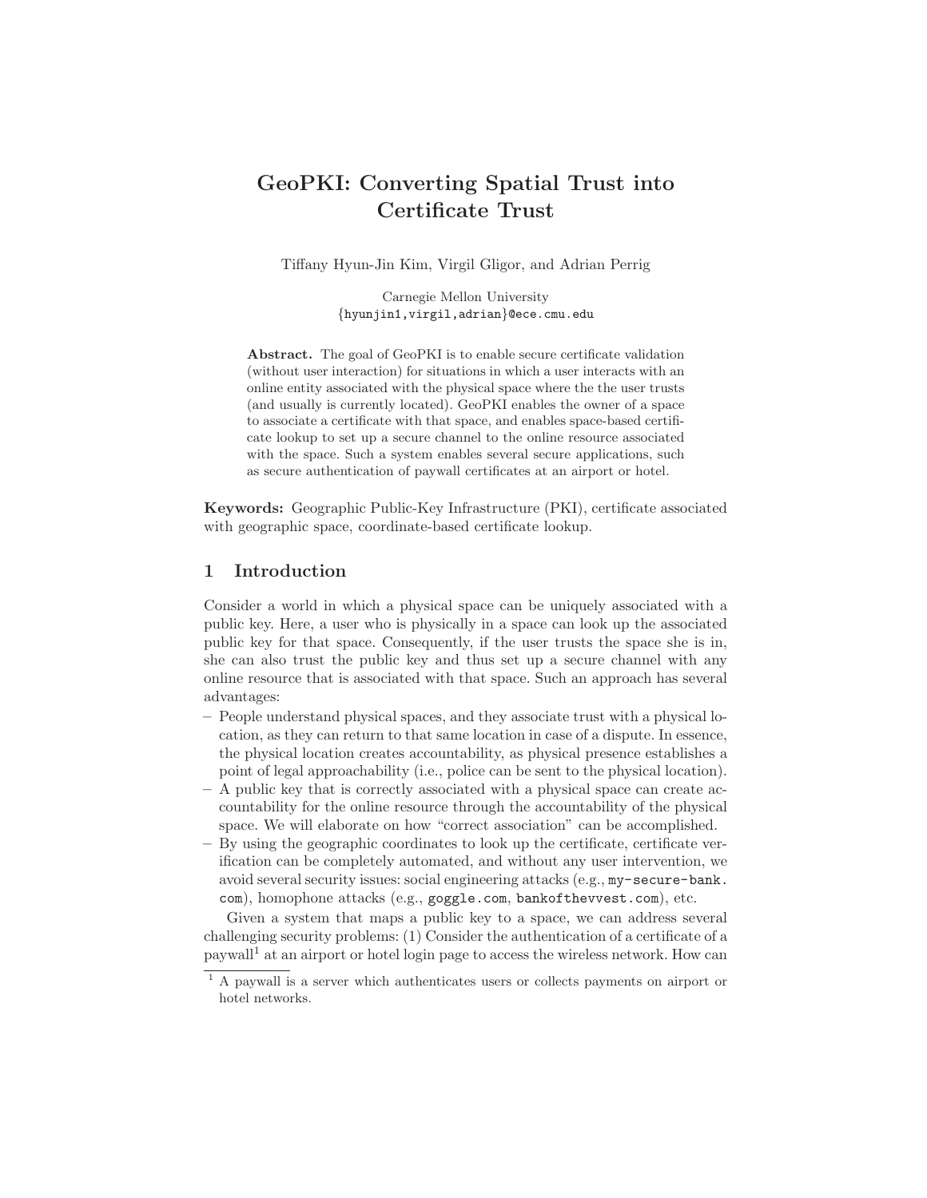# GeoPKI: Converting Spatial Trust into Certificate Trust

Tiffany Hyun-Jin Kim, Virgil Gligor, and Adrian Perrig

Carnegie Mellon University
{hyunjin1,virgil,adrian}@ece.cmu.edu

**Abstract.** The goal of GeoPKI is to enable secure certificate validation (without user interaction) for situations in which a user interacts with an online entity associated with the physical space where the the user trusts (and usually is currently located). GeoPKI enables the owner of a space to associate a certificate with that space, and enables space-based certificate lookup to set up a secure channel to the online resource associated with the space. Such a system enables several secure applications, such as secure authentication of paywall certificates at an airport or hotel.

**Keywords:** Geographic Public-Key Infrastructure (PKI), certificate associated with geographic space, coordinate-based certificate lookup.

## 1 Introduction

Consider a world in which a physical space can be uniquely associated with a public key. Here, a user who is physically in a space can look up the associated public key for that space. Consequently, if the user trusts the space she is in, she can also trust the public key and thus set up a secure channel with any online resource that is associated with that space. Such an approach has several advantages:

- People understand physical spaces, and they associate trust with a physical location, as they can return to that same location in case of a dispute. In essence, the physical location creates accountability, as physical presence establishes a point of legal approachability (i.e., police can be sent to the physical location).
- A public key that is correctly associated with a physical space can create accountability for the online resource through the accountability of the physical space. We will elaborate on how "correct association" can be accomplished.
- By using the geographic coordinates to look up the certificate, certificate verification can be completely automated, and without any user intervention, we avoid several security issues: social engineering attacks (e.g., my-secure-bank.com), homophone attacks (e.g., goggle.com, bankofthevvest.com), etc.

Given a system that maps a public key to a space, we can address several challenging security problems: (1) Consider the authentication of a certificate of a paywall[1] at an airport or hotel login page to access the wireless network. How can

[1] A paywall is a server which authenticates users or collects payments on airport or hotel networks.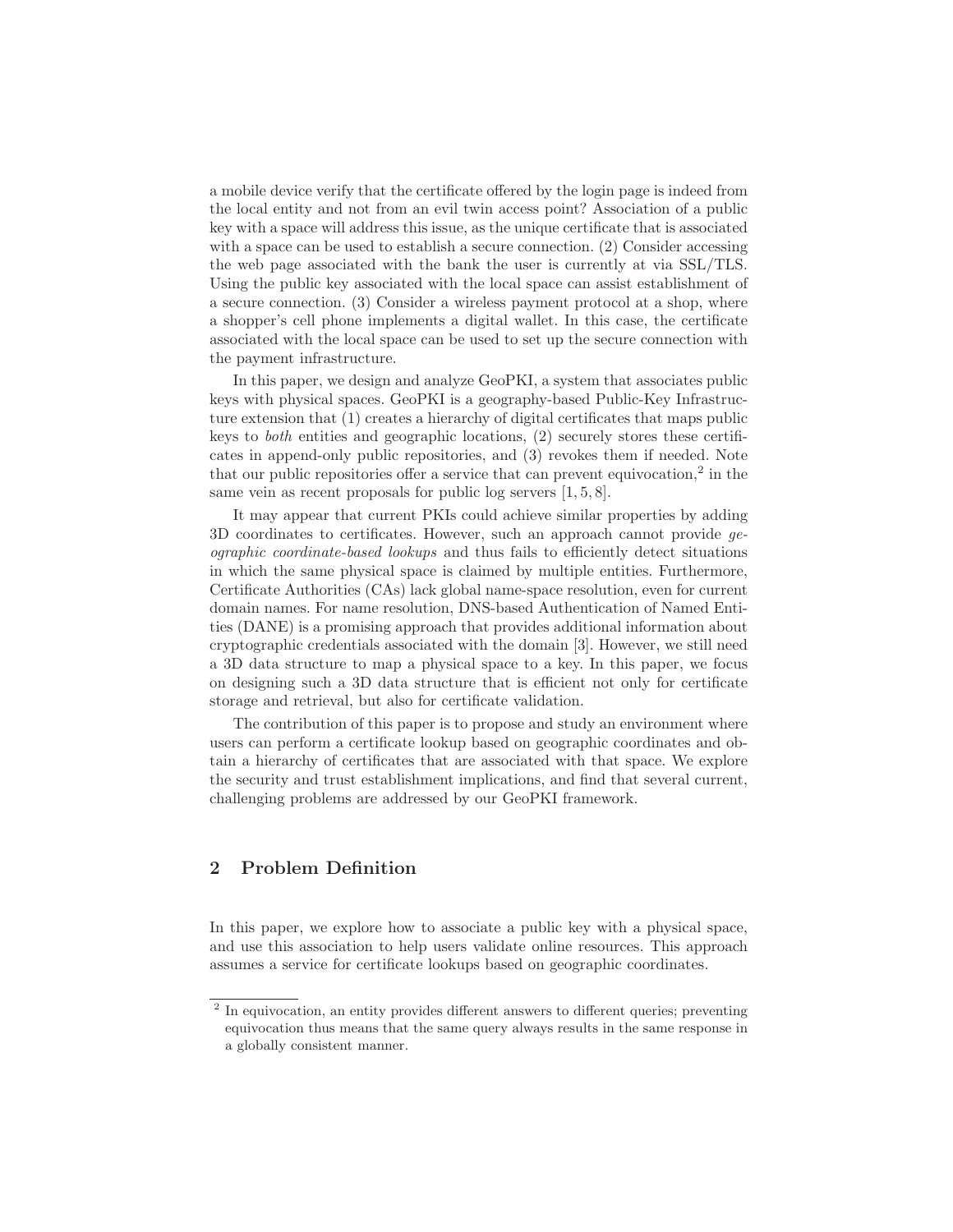a mobile device verify that the certificate offered by the login page is indeed from the local entity and not from an evil twin access point? Association of a public key with a space will address this issue, as the unique certificate that is associated with a space can be used to establish a secure connection. (2) Consider accessing the web page associated with the bank the user is currently at via SSL/TLS. Using the public key associated with the local space can assist establishment of a secure connection. (3) Consider a wireless payment protocol at a shop, where a shopper's cell phone implements a digital wallet. In this case, the certificate associated with the local space can be used to set up the secure connection with the payment infrastructure.

In this paper, we design and analyze GeoPKI, a system that associates public keys with physical spaces. GeoPKI is a geography-based Public-Key Infrastructure extension that (1) creates a hierarchy of digital certificates that maps public keys to *both* entities and geographic locations, (2) securely stores these certificates in append-only public repositories, and (3) revokes them if needed. Note that our public repositories offer a service that can prevent equivocation,[2] in the same vein as recent proposals for public log servers [1, 5, 8].

It may appear that current PKIs could achieve similar properties by adding 3D coordinates to certificates. However, such an approach cannot provide *geographic coordinate-based lookups* and thus fails to efficiently detect situations in which the same physical space is claimed by multiple entities. Furthermore, Certificate Authorities (CAs) lack global name-space resolution, even for current domain names. For name resolution, DNS-based Authentication of Named Entities (DANE) is a promising approach that provides additional information about cryptographic credentials associated with the domain [3]. However, we still need a 3D data structure to map a physical space to a key. In this paper, we focus on designing such a 3D data structure that is efficient not only for certificate storage and retrieval, but also for certificate validation.

The contribution of this paper is to propose and study an environment where users can perform a certificate lookup based on geographic coordinates and obtain a hierarchy of certificates that are associated with that space. We explore the security and trust establishment implications, and find that several current, challenging problems are addressed by our GeoPKI framework.

## 2 Problem Definition

In this paper, we explore how to associate a public key with a physical space, and use this association to help users validate online resources. This approach assumes a service for certificate lookups based on geographic coordinates.

[2] In equivocation, an entity provides different answers to different queries; preventing equivocation thus means that the same query always results in the same response in a globally consistent manner.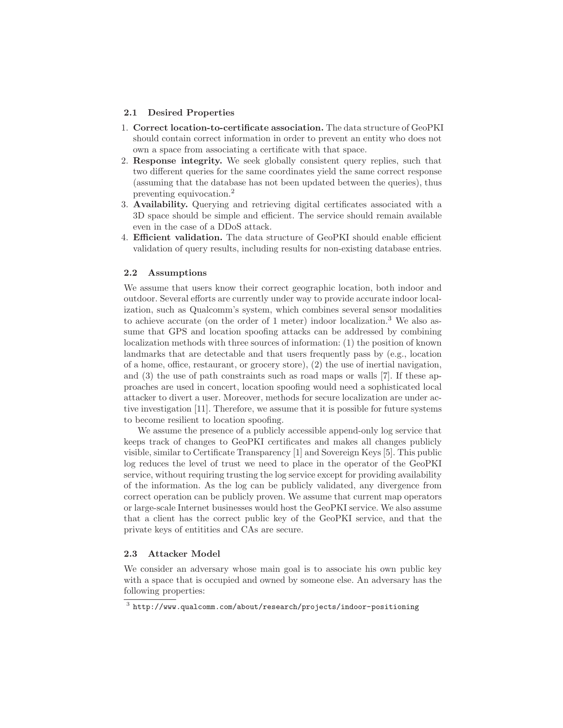### 2.1 Desired Properties

1. **Correct location-to-certificate association.** The data structure of GeoPKI should contain correct information in order to prevent an entity who does not own a space from associating a certificate with that space.
2. **Response integrity.** We seek globally consistent query replies, such that two different queries for the same coordinates yield the same correct response (assuming that the database has not been updated between the queries), thus preventing equivocation.[2]
3. **Availability.** Querying and retrieving digital certificates associated with a 3D space should be simple and efficient. The service should remain available even in the case of a DDoS attack.
4. **Efficient validation.** The data structure of GeoPKI should enable efficient validation of query results, including results for non-existing database entries.

### 2.2 Assumptions

We assume that users know their correct geographic location, both indoor and outdoor. Several efforts are currently under way to provide accurate indoor localization, such as Qualcomm's system, which combines several sensor modalities to achieve accurate (on the order of 1 meter) indoor localization.[3] We also assume that GPS and location spoofing attacks can be addressed by combining localization methods with three sources of information: (1) the position of known landmarks that are detectable and that users frequently pass by (e.g., location of a home, office, restaurant, or grocery store), (2) the use of inertial navigation, and (3) the use of path constraints such as road maps or walls [7]. If these approaches are used in concert, location spoofing would need a sophisticated local attacker to divert a user. Moreover, methods for secure localization are under active investigation [11]. Therefore, we assume that it is possible for future systems to become resilient to location spoofing.

We assume the presence of a publicly accessible append-only log service that keeps track of changes to GeoPKI certificates and makes all changes publicly visible, similar to Certificate Transparency [1] and Sovereign Keys [5]. This public log reduces the level of trust we need to place in the operator of the GeoPKI service, without requiring trusting the log service except for providing availability of the information. As the log can be publicly validated, any divergence from correct operation can be publicly proven. We assume that current map operators or large-scale Internet businesses would host the GeoPKI service. We also assume that a client has the correct public key of the GeoPKI service, and that the private keys of entitities and CAs are secure.

### 2.3 Attacker Model

We consider an adversary whose main goal is to associate his own public key with a space that is occupied and owned by someone else. An adversary has the following properties:

[3] http://www.qualcomm.com/about/research/projects/indoor-positioning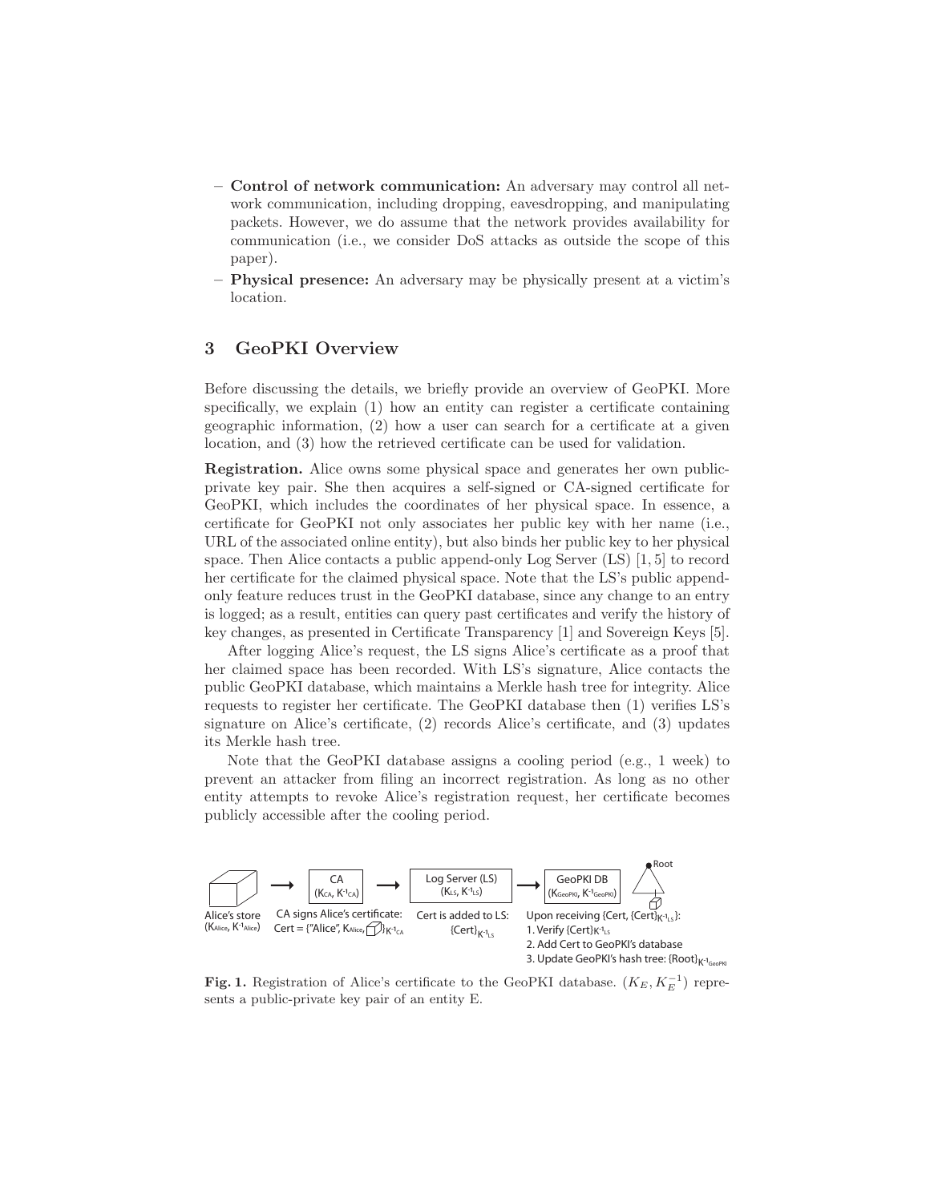- **Control of network communication:** An adversary may control all network communication, including dropping, eavesdropping, and manipulating packets. However, we do assume that the network provides availability for communication (i.e., we consider DoS attacks as outside the scope of this paper).
- **Physical presence:** An adversary may be physically present at a victim's location.

## 3 GeoPKI Overview

Before discussing the details, we briefly provide an overview of GeoPKI. More specifically, we explain (1) how an entity can register a certificate containing geographic information, (2) how a user can search for a certificate at a given location, and (3) how the retrieved certificate can be used for validation.

**Registration.** Alice owns some physical space and generates her own public-private key pair. She then acquires a self-signed or CA-signed certificate for GeoPKI, which includes the coordinates of her physical space. In essence, a certificate for GeoPKI not only associates her public key with her name (i.e., URL of the associated online entity), but also binds her public key to her physical space. Then Alice contacts a public append-only Log Server (LS) [1, 5] to record her certificate for the claimed physical space. Note that the LS's public append-only feature reduces trust in the GeoPKI database, since any change to an entry is logged; as a result, entities can query past certificates and verify the history of key changes, as presented in Certificate Transparency [1] and Sovereign Keys [5].

After logging Alice's request, the LS signs Alice's certificate as a proof that her claimed space has been recorded. With LS's signature, Alice contacts the public GeoPKI database, which maintains a Merkle hash tree for integrity. Alice requests to register her certificate. The GeoPKI database then (1) verifies LS's signature on Alice's certificate, (2) records Alice's certificate, and (3) updates its Merkle hash tree.

Note that the GeoPKI database assigns a cooling period (e.g., 1 week) to prevent an attacker from filing an incorrect registration. As long as no other entity attempts to revoke Alice's registration request, her certificate becomes publicly accessible after the cooling period.

Alice's store ($K_{Alice}$, $K^{-1}_{Alice}$) → CA ($K_{CA}$, $K^{-1}_{CA}$) → Log Server (LS) ($K_{LS}$, $K^{-1}_{LS}$) → GeoPKI DB ($K_{GeoPKI}$, $K^{-1}_{GeoPKI}$) → Root

CA signs Alice's certificate: Cert = {"Alice", $K_{Alice}$, ▢}$_{K^{-1}_{CA}}$

Cert is added to LS: $\{Cert\}_{K^{-1}_{LS}}$

Upon receiving {Cert, $\{Cert\}_{K^{-1}_{LS}}$}:
1. Verify $\{Cert\}_{K^{-1}_{LS}}$
2. Add Cert to GeoPKI's database
3. Update GeoPKI's hash tree: $\{Root\}_{K^{-1}_{GeoPKI}}$

**Fig. 1.** Registration of Alice's certificate to the GeoPKI database. $(K_E, K_E^{-1})$ represents a public-private key pair of an entity E.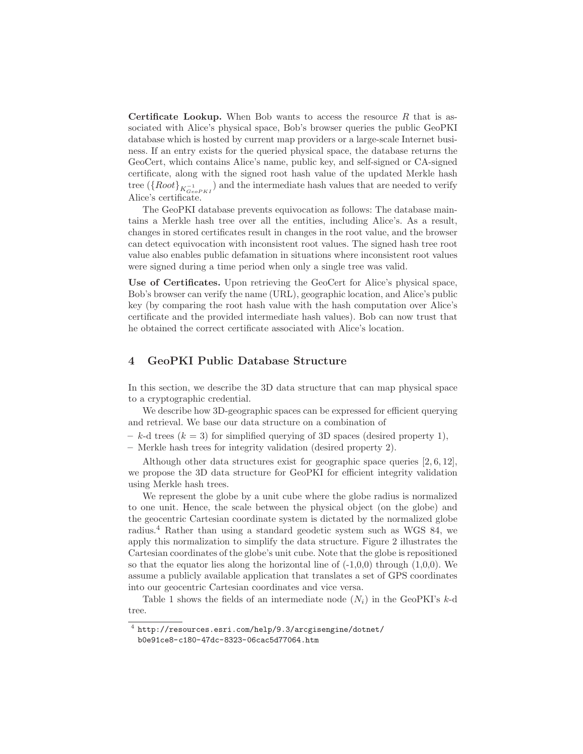**Certificate Lookup.** When Bob wants to access the resource $R$ that is associated with Alice's physical space, Bob's browser queries the public GeoPKI database which is hosted by current map providers or a large-scale Internet business. If an entry exists for the queried physical space, the database returns the GeoCert, which contains Alice's name, public key, and self-signed or CA-signed certificate, along with the signed root hash value of the updated Merkle hash tree ($\{Root\}_{K^{-1}_{GeoPKI}}$) and the intermediate hash values that are needed to verify Alice's certificate.

The GeoPKI database prevents equivocation as follows: The database maintains a Merkle hash tree over all the entities, including Alice's. As a result, changes in stored certificates result in changes in the root value, and the browser can detect equivocation with inconsistent root values. The signed hash tree root value also enables public defamation in situations where inconsistent root values were signed during a time period when only a single tree was valid.

**Use of Certificates.** Upon retrieving the GeoCert for Alice's physical space, Bob's browser can verify the name (URL), geographic location, and Alice's public key (by comparing the root hash value with the hash computation over Alice's certificate and the provided intermediate hash values). Bob can now trust that he obtained the correct certificate associated with Alice's location.

## 4 GeoPKI Public Database Structure

In this section, we describe the 3D data structure that can map physical space to a cryptographic credential.

We describe how 3D-geographic spaces can be expressed for efficient querying and retrieval. We base our data structure on a combination of

- $k$-d trees ($k = 3$) for simplified querying of 3D spaces (desired property 1),
- Merkle hash trees for integrity validation (desired property 2).

Although other data structures exist for geographic space queries [2, 6, 12], we propose the 3D data structure for GeoPKI for efficient integrity validation using Merkle hash trees.

We represent the globe by a unit cube where the globe radius is normalized to one unit. Hence, the scale between the physical object (on the globe) and the geocentric Cartesian coordinate system is dictated by the normalized globe radius.[4] Rather than using a standard geodetic system such as WGS 84, we apply this normalization to simplify the data structure. Figure 2 illustrates the Cartesian coordinates of the globe's unit cube. Note that the globe is repositioned so that the equator lies along the horizontal line of (-1,0,0) through (1,0,0). We assume a publicly available application that translates a set of GPS coordinates into our geocentric Cartesian coordinates and vice versa.

Table 1 shows the fields of an intermediate node ($N_i$) in the GeoPKI's $k$-d tree.

[4] http://resources.esri.com/help/9.3/arcgisengine/dotnet/b0e91ce8-c180-47dc-8323-06cac5d77064.htm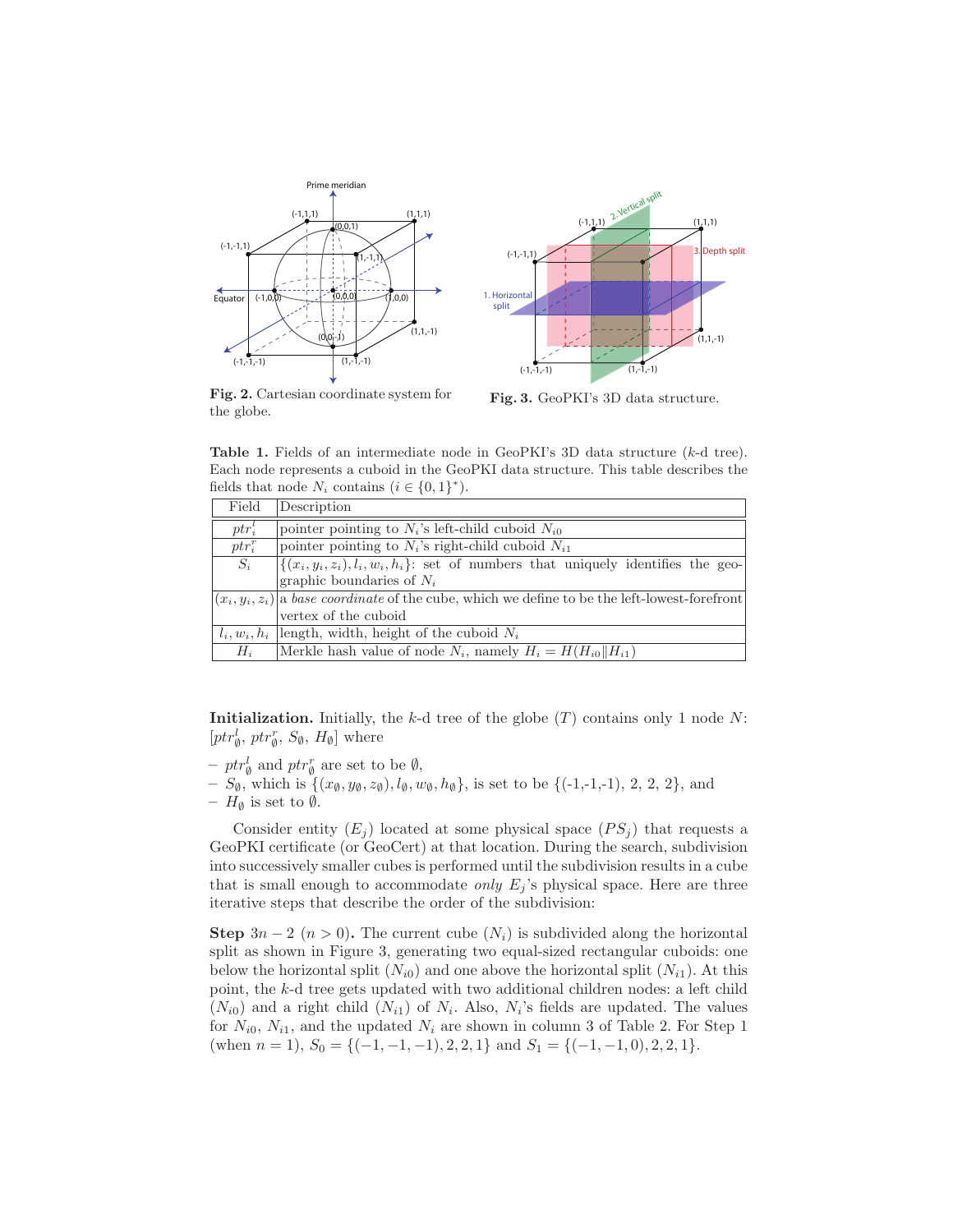Fig. 2. Cartesian coordinate system for the globe.

Fig. 3. GeoPKI's 3D data structure.

Table 1. Fields of an intermediate node in GeoPKI's 3D data structure ($k$-d tree). Each node represents a cuboid in the GeoPKI data structure. This table describes the fields that node $N_i$ contains ($i \in \{0,1\}^*$).

| Field | Description |
|---|---|
| $ptr^l_i$ | pointer pointing to $N_i$'s left-child cuboid $N_{i0}$ |
| $ptr^r_i$ | pointer pointing to $N_i$'s right-child cuboid $N_{i1}$ |
| $S_i$ | $\{(x_i, y_i, z_i), l_i, w_i, h_i\}$: set of numbers that uniquely identifies the geographic boundaries of $N_i$ |
| $(x_i, y_i, z_i)$ | a *base coordinate* of the cube, which we define to be the left-lowest-forefront vertex of the cuboid |
| $l_i, w_i, h_i$ | length, width, height of the cuboid $N_i$ |
| $H_i$ | Merkle hash value of node $N_i$, namely $H_i = H(H_{i0} \| H_{i1})$ |

**Initialization.** Initially, the $k$-d tree of the globe ($T$) contains only 1 node $N$: [$ptr^l_\emptyset$, $ptr^r_\emptyset$, $S_\emptyset$, $H_\emptyset$] where

- $ptr^l_\emptyset$ and $ptr^r_\emptyset$ are set to be $\emptyset$,
- $S_\emptyset$, which is $\{(x_\emptyset, y_\emptyset, z_\emptyset), l_\emptyset, w_\emptyset, h_\emptyset\}$, is set to be {(-1,-1,-1), 2, 2, 2}, and
- $H_\emptyset$ is set to $\emptyset$.

Consider entity ($E_j$) located at some physical space ($PS_j$) that requests a GeoPKI certificate (or GeoCert) at that location. During the search, subdivision into successively smaller cubes is performed until the subdivision results in a cube that is small enough to accommodate *only* $E_j$'s physical space. Here are three iterative steps that describe the order of the subdivision:

**Step $3n-2$ ($n > 0$).** The current cube ($N_i$) is subdivided along the horizontal split as shown in Figure 3, generating two equal-sized rectangular cuboids: one below the horizontal split ($N_{i0}$) and one above the horizontal split ($N_{i1}$). At this point, the $k$-d tree gets updated with two additional children nodes: a left child ($N_{i0}$) and a right child ($N_{i1}$) of $N_i$. Also, $N_i$'s fields are updated. The values for $N_{i0}$, $N_{i1}$, and the updated $N_i$ are shown in column 3 of Table 2. For Step 1 (when $n = 1$), $S_0 = \{(-1,-1,-1), 2, 2, 1\}$ and $S_1 = \{(-1,-1,0), 2, 2, 1\}$.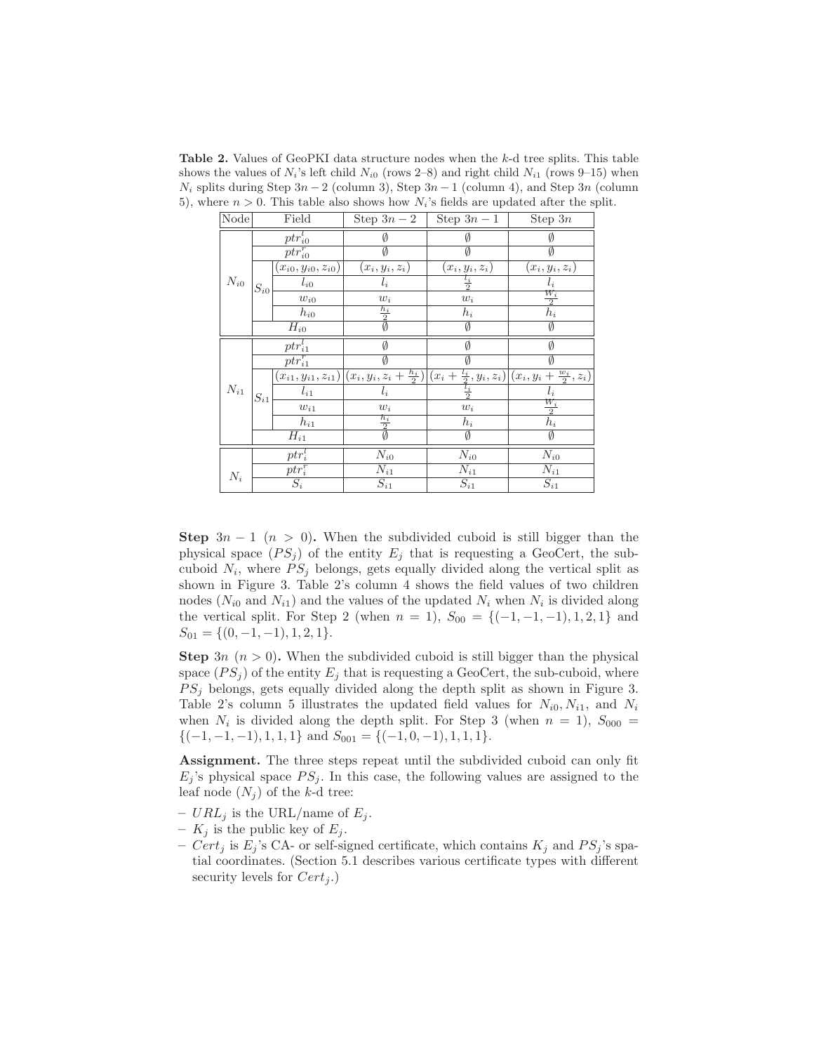**Table 2.** Values of GeoPKI data structure nodes when the $k$-d tree splits. This table shows the values of $N_i$'s left child $N_{i0}$ (rows 2–8) and right child $N_{i1}$ (rows 9–15) when $N_i$ splits during Step $3n-2$ (column 3), Step $3n-1$ (column 4), and Step $3n$ (column 5), where $n > 0$. This table also shows how $N_i$'s fields are updated after the split.

| Node | Field | | Step $3n-2$ | Step $3n-1$ | Step $3n$ |
|---|---|---|---|---|---|
| $N_{i0}$ | $ptr^l_{i0}$ | | $\emptyset$ | $\emptyset$ | $\emptyset$ |
| | $ptr^r_{i0}$ | | $\emptyset$ | $\emptyset$ | $\emptyset$ |
| | $S_{i0}$ | $(x_{i0}, y_{i0}, z_{i0})$ | $(x_i, y_i, z_i)$ | $(x_i, y_i, z_i)$ | $(x_i, y_i, z_i)$ |
| | | $l_{i0}$ | $l_i$ | $\frac{l_i}{2}$ | $l_i$ |
| | | $w_{i0}$ | $w_i$ | $w_i$ | $\frac{w_i}{2}$ |
| | | $h_{i0}$ | $\frac{h_i}{2}$ | $h_i$ | $h_i$ |
| | $H_{i0}$ | | $\emptyset$ | $\emptyset$ | $\emptyset$ |
| $N_{i1}$ | $ptr^l_{i1}$ | | $\emptyset$ | $\emptyset$ | $\emptyset$ |
| | $ptr^r_{i1}$ | | $\emptyset$ | $\emptyset$ | $\emptyset$ |
| | $S_{i1}$ | $(x_{i1}, y_{i1}, z_{i1})$ | $(x_i, y_i, z_i + \frac{h_i}{2})$ | $(x_i + \frac{l_i}{2}, y_i, z_i)$ | $(x_i, y_i + \frac{w_i}{2}, z_i)$ |
| | | $l_{i1}$ | $l_i$ | $\frac{l_i}{2}$ | $l_i$ |
| | | $w_{i1}$ | $w_i$ | $w_i$ | $\frac{w_i}{2}$ |
| | | $h_{i1}$ | $\frac{h_i}{2}$ | $h_i$ | $h_i$ |
| | $H_{i1}$ | | $\emptyset$ | $\emptyset$ | $\emptyset$ |
| $N_i$ | $ptr^l_i$ | | $N_{i0}$ | $N_{i0}$ | $N_{i0}$ |
| | $ptr^r_i$ | | $N_{i1}$ | $N_{i1}$ | $N_{i1}$ |
| | $S_i$ | | $S_{i1}$ | $S_{i1}$ | $S_{i1}$ |

**Step $3n-1$ ($n > 0$).** When the subdivided cuboid is still bigger than the physical space ($PS_j$) of the entity $E_j$ that is requesting a GeoCert, the sub-cuboid $N_i$, where $PS_j$ belongs, gets equally divided along the vertical split as shown in Figure 3. Table 2's column 4 shows the field values of two children nodes ($N_{i0}$ and $N_{i1}$) and the values of the updated $N_i$ when $N_i$ is divided along the vertical split. For Step 2 (when $n = 1$), $S_{00} = \{(-1, -1, -1), 1, 2, 1\}$ and $S_{01} = \{(0, -1, -1), 1, 2, 1\}$.

**Step $3n$ ($n > 0$).** When the subdivided cuboid is still bigger than the physical space ($PS_j$) of the entity $E_j$ that is requesting a GeoCert, the sub-cuboid, where $PS_j$ belongs, gets equally divided along the depth split as shown in Figure 3. Table 2's column 5 illustrates the updated field values for $N_{i0}, N_{i1}$, and $N_i$ when $N_i$ is divided along the depth split. For Step 3 (when $n = 1$), $S_{000} = \{(-1, -1, -1), 1, 1, 1\}$ and $S_{001} = \{(-1, 0, -1), 1, 1, 1\}$.

**Assignment.** The three steps repeat until the subdivided cuboid can only fit $E_j$'s physical space $PS_j$. In this case, the following values are assigned to the leaf node ($N_j$) of the $k$-d tree:

- $URL_j$ is the URL/name of $E_j$.
- $K_j$ is the public key of $E_j$.
- $Cert_j$ is $E_j$'s CA- or self-signed certificate, which contains $K_j$ and $PS_j$'s spatial coordinates. (Section 5.1 describes various certificate types with different security levels for $Cert_j$.)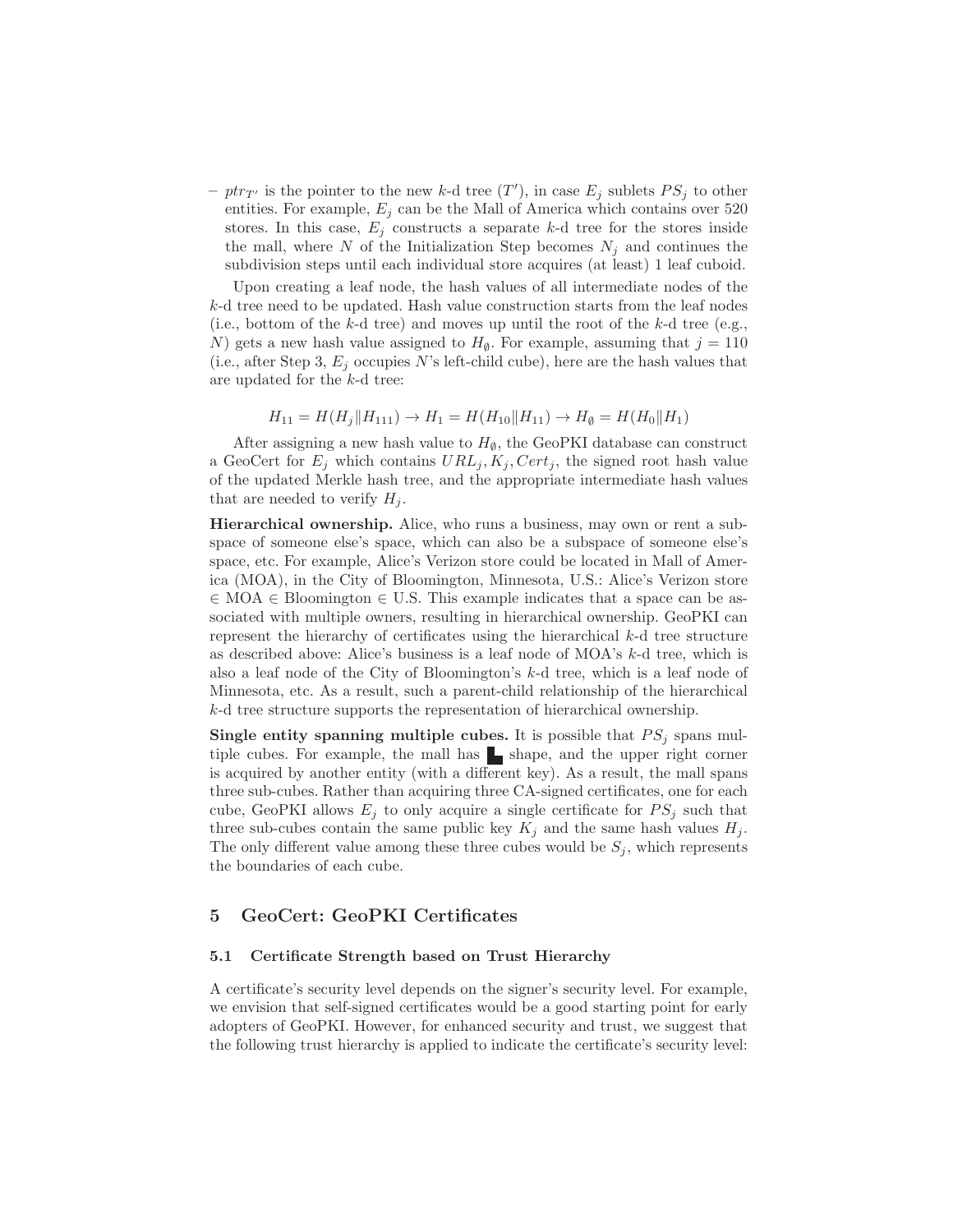– $ptr_{T'}$ is the pointer to the new $k$-d tree ($T'$), in case $E_j$ sublets $PS_j$ to other entities. For example, $E_j$ can be the Mall of America which contains over 520 stores. In this case, $E_j$ constructs a separate $k$-d tree for the stores inside the mall, where $N$ of the Initialization Step becomes $N_j$ and continues the subdivision steps until each individual store acquires (at least) 1 leaf cuboid.

Upon creating a leaf node, the hash values of all intermediate nodes of the $k$-d tree need to be updated. Hash value construction starts from the leaf nodes (i.e., bottom of the $k$-d tree) and moves up until the root of the $k$-d tree (e.g., $N$) gets a new hash value assigned to $H_\emptyset$. For example, assuming that $j = 110$ (i.e., after Step 3, $E_j$ occupies $N$'s left-child cube), here are the hash values that are updated for the $k$-d tree:

$$H_{11} = H(H_j \| H_{111}) \rightarrow H_1 = H(H_{10} \| H_{11}) \rightarrow H_\emptyset = H(H_0 \| H_1)$$

After assigning a new hash value to $H_\emptyset$, the GeoPKI database can construct a GeoCert for $E_j$ which contains $URL_j, K_j, Cert_j$, the signed root hash value of the updated Merkle hash tree, and the appropriate intermediate hash values that are needed to verify $H_j$.

**Hierarchical ownership.** Alice, who runs a business, may own or rent a subspace of someone else's space, which can also be a subspace of someone else's space, etc. For example, Alice's Verizon store could be located in Mall of America (MOA), in the City of Bloomington, Minnesota, U.S.: Alice's Verizon store $\in$ MOA $\in$ Bloomington $\in$ U.S. This example indicates that a space can be associated with multiple owners, resulting in hierarchical ownership. GeoPKI can represent the hierarchy of certificates using the hierarchical $k$-d tree structure as described above: Alice's business is a leaf node of MOA's $k$-d tree, which is also a leaf node of the City of Bloomington's $k$-d tree, which is a leaf node of Minnesota, etc. As a result, such a parent-child relationship of the hierarchical $k$-d tree structure supports the representation of hierarchical ownership.

**Single entity spanning multiple cubes.** It is possible that $PS_j$ spans multiple cubes. For example, the mall has ▙ shape, and the upper right corner is acquired by another entity (with a different key). As a result, the mall spans three sub-cubes. Rather than acquiring three CA-signed certificates, one for each cube, GeoPKI allows $E_j$ to only acquire a single certificate for $PS_j$ such that three sub-cubes contain the same public key $K_j$ and the same hash values $H_j$. The only different value among these three cubes would be $S_j$, which represents the boundaries of each cube.

## 5 GeoCert: GeoPKI Certificates

### 5.1 Certificate Strength based on Trust Hierarchy

A certificate's security level depends on the signer's security level. For example, we envision that self-signed certificates would be a good starting point for early adopters of GeoPKI. However, for enhanced security and trust, we suggest that the following trust hierarchy is applied to indicate the certificate's security level: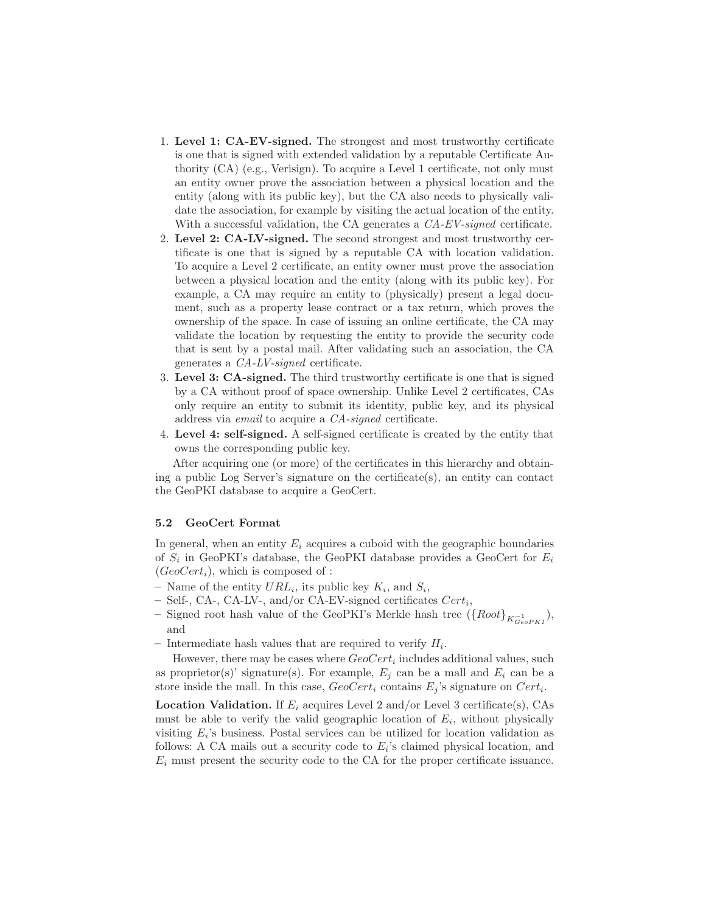1. **Level 1: CA-EV-signed.** The strongest and most trustworthy certificate is one that is signed with extended validation by a reputable Certificate Authority (CA) (e.g., Verisign). To acquire a Level 1 certificate, not only must an entity owner prove the association between a physical location and the entity (along with its public key), but the CA also needs to physically validate the association, for example by visiting the actual location of the entity. With a successful validation, the CA generates a *CA-EV-signed* certificate.
2. **Level 2: CA-LV-signed.** The second strongest and most trustworthy certificate is one that is signed by a reputable CA with location validation. To acquire a Level 2 certificate, an entity owner must prove the association between a physical location and the entity (along with its public key). For example, a CA may require an entity to (physically) present a legal document, such as a property lease contract or a tax return, which proves the ownership of the space. In case of issuing an online certificate, the CA may validate the location by requesting the entity to provide the security code that is sent by a postal mail. After validating such an association, the CA generates a *CA-LV-signed* certificate.
3. **Level 3: CA-signed.** The third trustworthy certificate is one that is signed by a CA without proof of space ownership. Unlike Level 2 certificates, CAs only require an entity to submit its identity, public key, and its physical address via *email* to acquire a *CA-signed* certificate.
4. **Level 4: self-signed.** A self-signed certificate is created by the entity that owns the corresponding public key.

After acquiring one (or more) of the certificates in this hierarchy and obtaining a public Log Server's signature on the certificate(s), an entity can contact the GeoPKI database to acquire a GeoCert.

### 5.2 GeoCert Format

In general, when an entity $E_i$ acquires a cuboid with the geographic boundaries of $S_i$ in GeoPKI's database, the GeoPKI database provides a GeoCert for $E_i$ ($GeoCert_i$), which is composed of :

- Name of the entity $URL_i$, its public key $K_i$, and $S_i$,
- Self-, CA-, CA-LV-, and/or CA-EV-signed certificates $Cert_i$,
- Signed root hash value of the GeoPKI's Merkle hash tree ($\{Root\}_{K^{-1}_{GeoPKI}}$), and
- Intermediate hash values that are required to verify $H_i$.

However, there may be cases where $GeoCert_i$ includes additional values, such as proprietor(s)' signature(s). For example, $E_j$ can be a mall and $E_i$ can be a store inside the mall. In this case, $GeoCert_i$ contains $E_j$'s signature on $Cert_i$.

**Location Validation.** If $E_i$ acquires Level 2 and/or Level 3 certificate(s), CAs must be able to verify the valid geographic location of $E_i$, without physically visiting $E_i$'s business. Postal services can be utilized for location validation as follows: A CA mails out a security code to $E_i$'s claimed physical location, and $E_i$ must present the security code to the CA for the proper certificate issuance.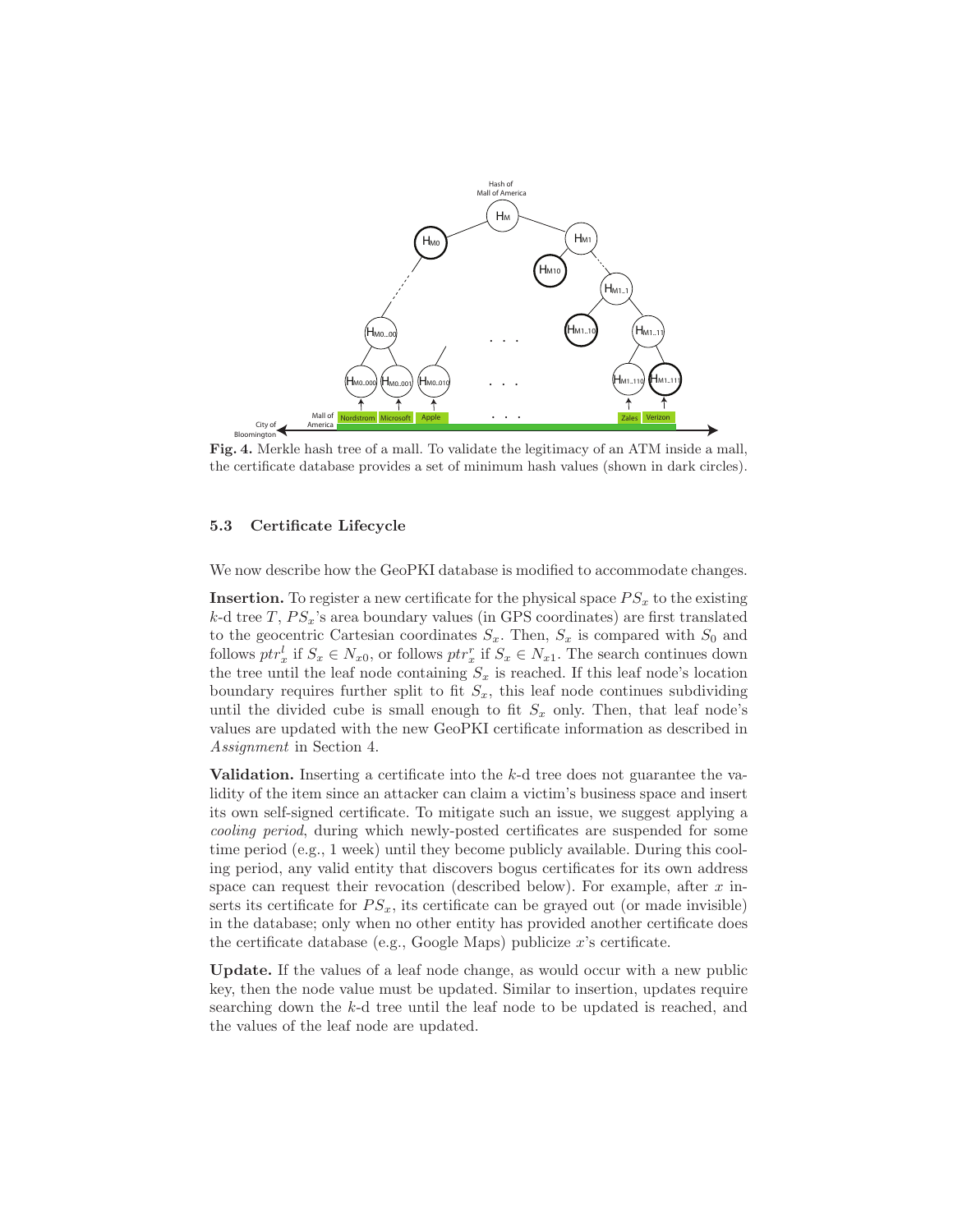**Fig. 4.** Merkle hash tree of a mall. To validate the legitimacy of an ATM inside a mall, the certificate database provides a set of minimum hash values (shown in dark circles).

### 5.3 Certificate Lifecycle

We now describe how the GeoPKI database is modified to accommodate changes.

**Insertion.** To register a new certificate for the physical space $PS_x$ to the existing $k$-d tree $T$, $PS_x$'s area boundary values (in GPS coordinates) are first translated to the geocentric Cartesian coordinates $S_x$. Then, $S_x$ is compared with $S_0$ and follows $ptr_x^l$ if $S_x \in N_{x0}$, or follows $ptr_x^r$ if $S_x \in N_{x1}$. The search continues down the tree until the leaf node containing $S_x$ is reached. If this leaf node's location boundary requires further split to fit $S_x$, this leaf node continues subdividing until the divided cube is small enough to fit $S_x$ only. Then, that leaf node's values are updated with the new GeoPKI certificate information as described in *Assignment* in Section 4.

**Validation.** Inserting a certificate into the $k$-d tree does not guarantee the validity of the item since an attacker can claim a victim's business space and insert its own self-signed certificate. To mitigate such an issue, we suggest applying a *cooling period*, during which newly-posted certificates are suspended for some time period (e.g., 1 week) until they become publicly available. During this cooling period, any valid entity that discovers bogus certificates for its own address space can request their revocation (described below). For example, after $x$ inserts its certificate for $PS_x$, its certificate can be grayed out (or made invisible) in the database; only when no other entity has provided another certificate does the certificate database (e.g., Google Maps) publicize $x$'s certificate.

**Update.** If the values of a leaf node change, as would occur with a new public key, then the node value must be updated. Similar to insertion, updates require searching down the $k$-d tree until the leaf node to be updated is reached, and the values of the leaf node are updated.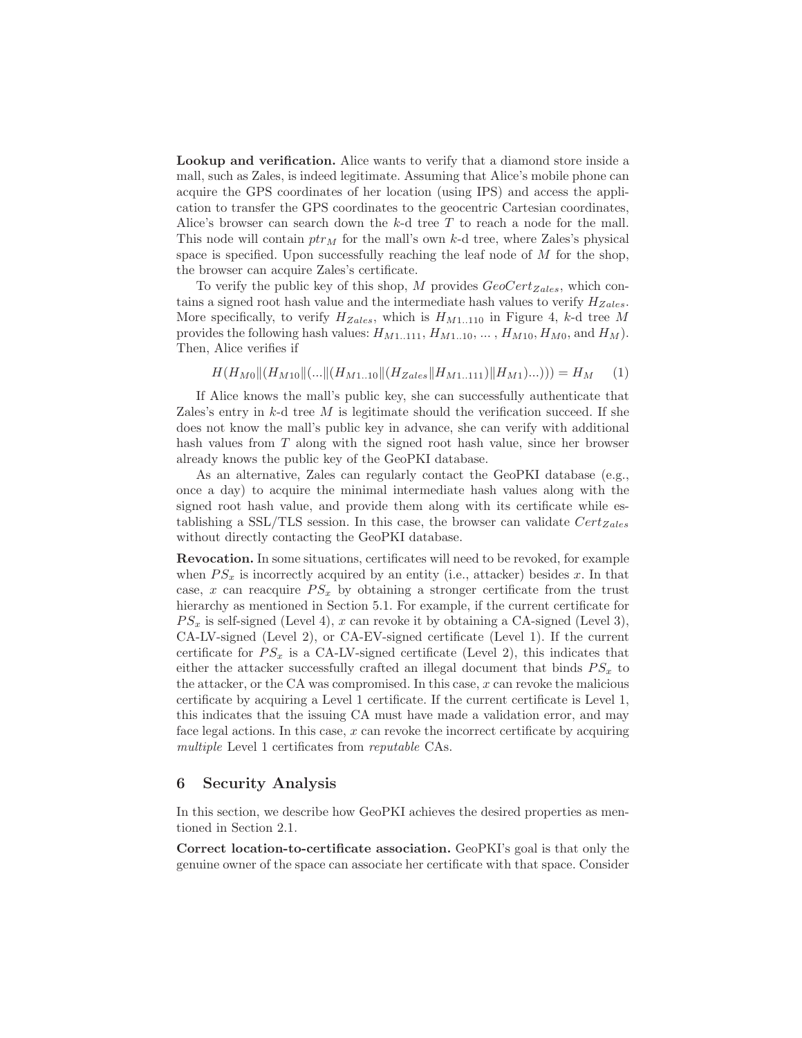**Lookup and verification.** Alice wants to verify that a diamond store inside a mall, such as Zales, is indeed legitimate. Assuming that Alice's mobile phone can acquire the GPS coordinates of her location (using IPS) and access the application to transfer the GPS coordinates to the geocentric Cartesian coordinates, Alice's browser can search down the $k$-d tree $T$ to reach a node for the mall. This node will contain $ptr_M$ for the mall's own $k$-d tree, where Zales's physical space is specified. Upon successfully reaching the leaf node of $M$ for the shop, the browser can acquire Zales's certificate.

To verify the public key of this shop, $M$ provides $GeoCert_{Zales}$, which contains a signed root hash value and the intermediate hash values to verify $H_{Zales}$. More specifically, to verify $H_{Zales}$, which is $H_{M1..110}$ in Figure 4, $k$-d tree $M$ provides the following hash values: $H_{M1..111}$, $H_{M1..10}$, ... , $H_{M10}$, $H_{M0}$, and $H_M$). Then, Alice verifies if

$$H(H_{M0} \| (H_{M10} \| (... \| (H_{M1..10} \| (H_{Zales} \| H_{M1..111}) \| H_{M1}) ...))) = H_M \qquad (1)$$

If Alice knows the mall's public key, she can successfully authenticate that Zales's entry in $k$-d tree $M$ is legitimate should the verification succeed. If she does not know the mall's public key in advance, she can verify with additional hash values from $T$ along with the signed root hash value, since her browser already knows the public key of the GeoPKI database.

As an alternative, Zales can regularly contact the GeoPKI database (e.g., once a day) to acquire the minimal intermediate hash values along with the signed root hash value, and provide them along with its certificate while establishing a SSL/TLS session. In this case, the browser can validate $Cert_{Zales}$ without directly contacting the GeoPKI database.

**Revocation.** In some situations, certificates will need to be revoked, for example when $PS_x$ is incorrectly acquired by an entity (i.e., attacker) besides $x$. In that case, $x$ can reacquire $PS_x$ by obtaining a stronger certificate from the trust hierarchy as mentioned in Section 5.1. For example, if the current certificate for $PS_x$ is self-signed (Level 4), $x$ can revoke it by obtaining a CA-signed (Level 3), CA-LV-signed (Level 2), or CA-EV-signed certificate (Level 1). If the current certificate for $PS_x$ is a CA-LV-signed certificate (Level 2), this indicates that either the attacker successfully crafted an illegal document that binds $PS_x$ to the attacker, or the CA was compromised. In this case, $x$ can revoke the malicious certificate by acquiring a Level 1 certificate. If the current certificate is Level 1, this indicates that the issuing CA must have made a validation error, and may face legal actions. In this case, $x$ can revoke the incorrect certificate by acquiring *multiple* Level 1 certificates from *reputable* CAs.

## 6 Security Analysis

In this section, we describe how GeoPKI achieves the desired properties as mentioned in Section 2.1.

**Correct location-to-certificate association.** GeoPKI's goal is that only the genuine owner of the space can associate her certificate with that space. Consider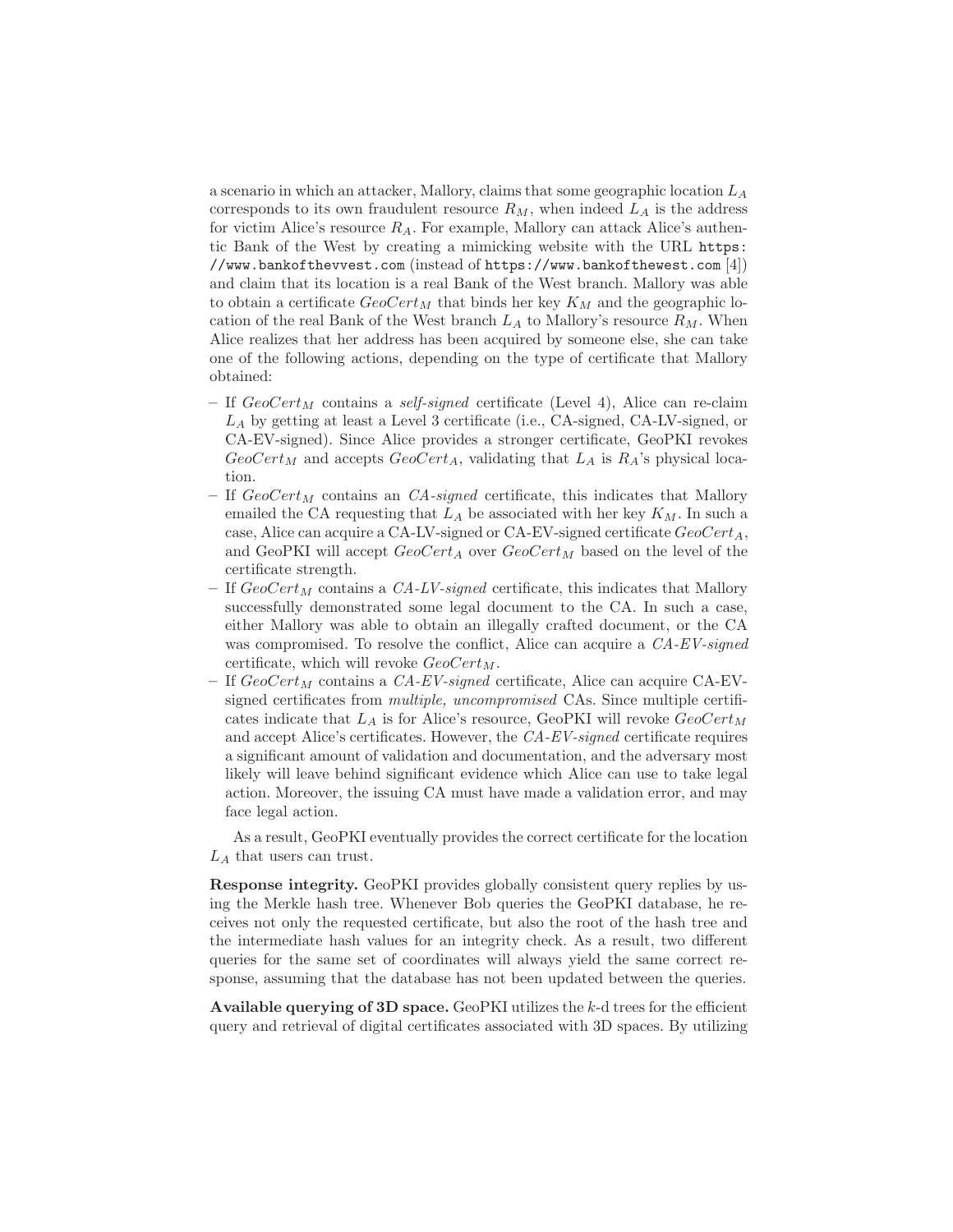a scenario in which an attacker, Mallory, claims that some geographic location $L_A$ corresponds to its own fraudulent resource $R_M$, when indeed $L_A$ is the address for victim Alice's resource $R_A$. For example, Mallory can attack Alice's authentic Bank of the West by creating a mimicking website with the URL `https://www.bankofthevvest.com` (instead of `https://www.bankofthewest.com` [4]) and claim that its location is a real Bank of the West branch. Mallory was able to obtain a certificate $GeoCert_M$ that binds her key $K_M$ and the geographic location of the real Bank of the West branch $L_A$ to Mallory's resource $R_M$. When Alice realizes that her address has been acquired by someone else, she can take one of the following actions, depending on the type of certificate that Mallory obtained:

- If $GeoCert_M$ contains a *self-signed* certificate (Level 4), Alice can re-claim $L_A$ by getting at least a Level 3 certificate (i.e., CA-signed, CA-LV-signed, or CA-EV-signed). Since Alice provides a stronger certificate, GeoPKI revokes $GeoCert_M$ and accepts $GeoCert_A$, validating that $L_A$ is $R_A$'s physical location.
- If $GeoCert_M$ contains an *CA-signed* certificate, this indicates that Mallory emailed the CA requesting that $L_A$ be associated with her key $K_M$. In such a case, Alice can acquire a CA-LV-signed or CA-EV-signed certificate $GeoCert_A$, and GeoPKI will accept $GeoCert_A$ over $GeoCert_M$ based on the level of the certificate strength.
- If $GeoCert_M$ contains a *CA-LV-signed* certificate, this indicates that Mallory successfully demonstrated some legal document to the CA. In such a case, either Mallory was able to obtain an illegally crafted document, or the CA was compromised. To resolve the conflict, Alice can acquire a *CA-EV-signed* certificate, which will revoke $GeoCert_M$.
- If $GeoCert_M$ contains a *CA-EV-signed* certificate, Alice can acquire CA-EV-signed certificates from *multiple, uncompromised* CAs. Since multiple certificates indicate that $L_A$ is for Alice's resource, GeoPKI will revoke $GeoCert_M$ and accept Alice's certificates. However, the *CA-EV-signed* certificate requires a significant amount of validation and documentation, and the adversary most likely will leave behind significant evidence which Alice can use to take legal action. Moreover, the issuing CA must have made a validation error, and may face legal action.

As a result, GeoPKI eventually provides the correct certificate for the location $L_A$ that users can trust.

**Response integrity.** GeoPKI provides globally consistent query replies by using the Merkle hash tree. Whenever Bob queries the GeoPKI database, he receives not only the requested certificate, but also the root of the hash tree and the intermediate hash values for an integrity check. As a result, two different queries for the same set of coordinates will always yield the same correct response, assuming that the database has not been updated between the queries.

**Available querying of 3D space.** GeoPKI utilizes the $k$-d trees for the efficient query and retrieval of digital certificates associated with 3D spaces. By utilizing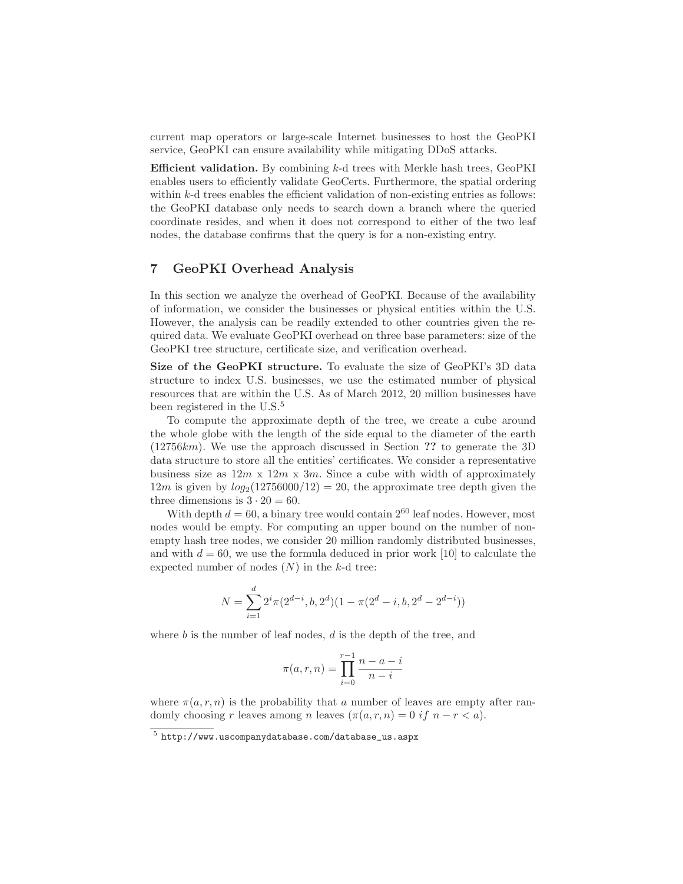current map operators or large-scale Internet businesses to host the GeoPKI service, GeoPKI can ensure availability while mitigating DDoS attacks.

**Efficient validation.** By combining $k$-d trees with Merkle hash trees, GeoPKI enables users to efficiently validate GeoCerts. Furthermore, the spatial ordering within $k$-d trees enables the efficient validation of non-existing entries as follows: the GeoPKI database only needs to search down a branch where the queried coordinate resides, and when it does not correspond to either of the two leaf nodes, the database confirms that the query is for a non-existing entry.

## 7 GeoPKI Overhead Analysis

In this section we analyze the overhead of GeoPKI. Because of the availability of information, we consider the businesses or physical entities within the U.S. However, the analysis can be readily extended to other countries given the required data. We evaluate GeoPKI overhead on three base parameters: size of the GeoPKI tree structure, certificate size, and verification overhead.

**Size of the GeoPKI structure.** To evaluate the size of GeoPKI's 3D data structure to index U.S. businesses, we use the estimated number of physical resources that are within the U.S. As of March 2012, 20 million businesses have been registered in the U.S.[5]

To compute the approximate depth of the tree, we create a cube around the whole globe with the length of the side equal to the diameter of the earth ($12756km$). We use the approach discussed in Section **??** to generate the 3D data structure to store all the entities' certificates. We consider a representative business size as $12m$ x $12m$ x $3m$. Since a cube with width of approximately $12m$ is given by $log_2(12756000/12) = 20$, the approximate tree depth given the three dimensions is $3 \cdot 20 = 60$.

With depth $d = 60$, a binary tree would contain $2^{60}$ leaf nodes. However, most nodes would be empty. For computing an upper bound on the number of non-empty hash tree nodes, we consider 20 million randomly distributed businesses, and with $d = 60$, we use the formula deduced in prior work [10] to calculate the expected number of nodes ($N$) in the $k$-d tree:

$$N = \sum_{i=1}^{d} 2^i \pi(2^{d-i}, b, 2^d)(1 - \pi(2^d - i, b, 2^d - 2^{d-i}))$$

where $b$ is the number of leaf nodes, $d$ is the depth of the tree, and

$$\pi(a, r, n) = \prod_{i=0}^{r-1} \frac{n - a - i}{n - i}$$

where $\pi(a, r, n)$ is the probability that $a$ number of leaves are empty after randomly choosing $r$ leaves among $n$ leaves ($\pi(a, r, n) = 0 \; if \; n - r < a$).

[5] http://www.uscompanydatabase.com/database_us.aspx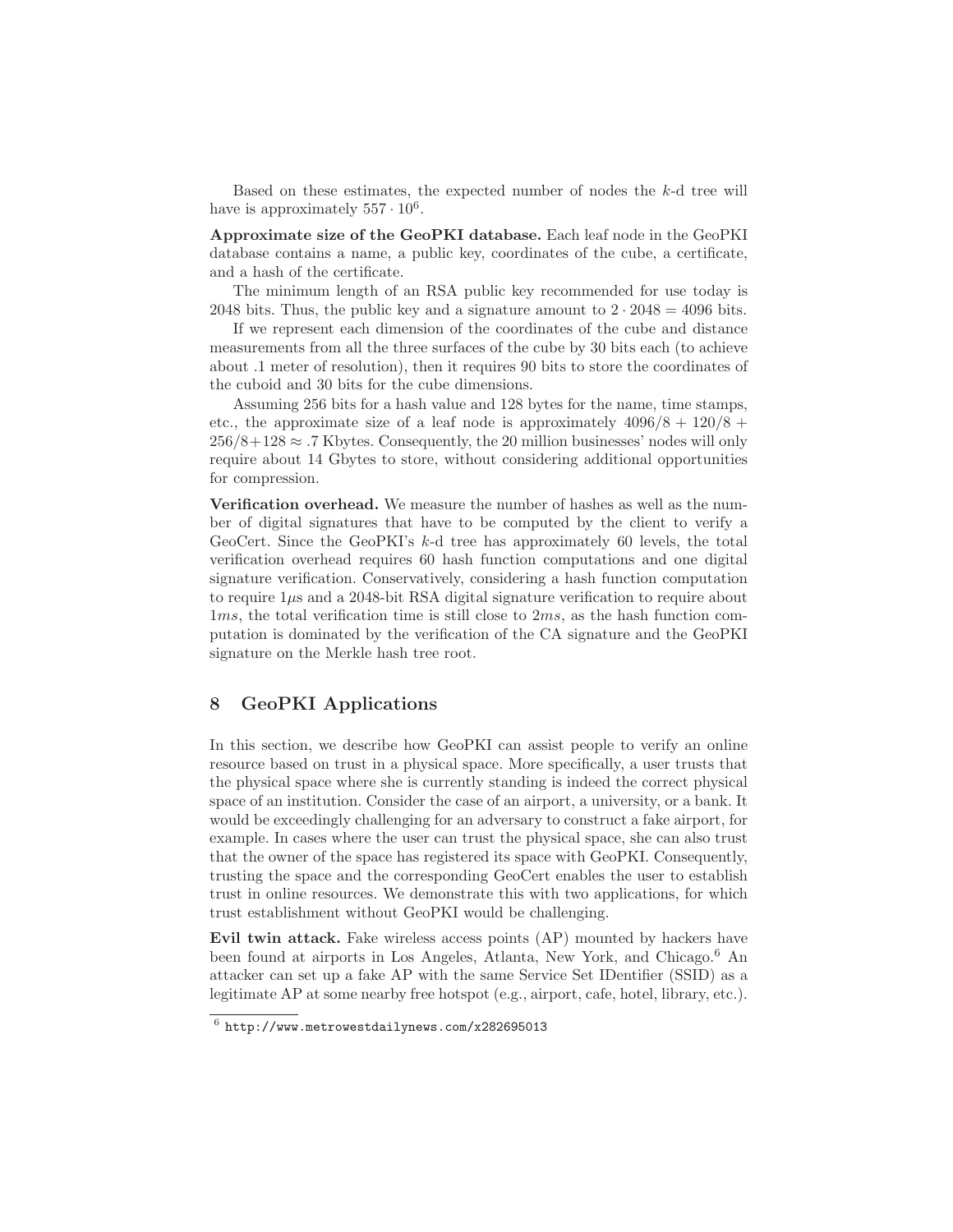Based on these estimates, the expected number of nodes the $k$-d tree will have is approximately $557 \cdot 10^6$.

**Approximate size of the GeoPKI database.** Each leaf node in the GeoPKI database contains a name, a public key, coordinates of the cube, a certificate, and a hash of the certificate.

The minimum length of an RSA public key recommended for use today is 2048 bits. Thus, the public key and a signature amount to $2 \cdot 2048 = 4096$ bits.

If we represent each dimension of the coordinates of the cube and distance measurements from all the three surfaces of the cube by 30 bits each (to achieve about .1 meter of resolution), then it requires 90 bits to store the coordinates of the cuboid and 30 bits for the cube dimensions.

Assuming 256 bits for a hash value and 128 bytes for the name, time stamps, etc., the approximate size of a leaf node is approximately $4096/8 + 120/8 + 256/8 + 128 \approx .7$ Kbytes. Consequently, the 20 million businesses' nodes will only require about 14 Gbytes to store, without considering additional opportunities for compression.

**Verification overhead.** We measure the number of hashes as well as the number of digital signatures that have to be computed by the client to verify a GeoCert. Since the GeoPKI's $k$-d tree has approximately 60 levels, the total verification overhead requires 60 hash function computations and one digital signature verification. Conservatively, considering a hash function computation to require $1\mu s$ and a 2048-bit RSA digital signature verification to require about $1ms$, the total verification time is still close to $2ms$, as the hash function computation is dominated by the verification of the CA signature and the GeoPKI signature on the Merkle hash tree root.

## 8 GeoPKI Applications

In this section, we describe how GeoPKI can assist people to verify an online resource based on trust in a physical space. More specifically, a user trusts that the physical space where she is currently standing is indeed the correct physical space of an institution. Consider the case of an airport, a university, or a bank. It would be exceedingly challenging for an adversary to construct a fake airport, for example. In cases where the user can trust the physical space, she can also trust that the owner of the space has registered its space with GeoPKI. Consequently, trusting the space and the corresponding GeoCert enables the user to establish trust in online resources. We demonstrate this with two applications, for which trust establishment without GeoPKI would be challenging.

**Evil twin attack.** Fake wireless access points (AP) mounted by hackers have been found at airports in Los Angeles, Atlanta, New York, and Chicago.[6] An attacker can set up a fake AP with the same Service Set IDentifier (SSID) as a legitimate AP at some nearby free hotspot (e.g., airport, cafe, hotel, library, etc.).

[6] http://www.metrowestdailynews.com/x282695013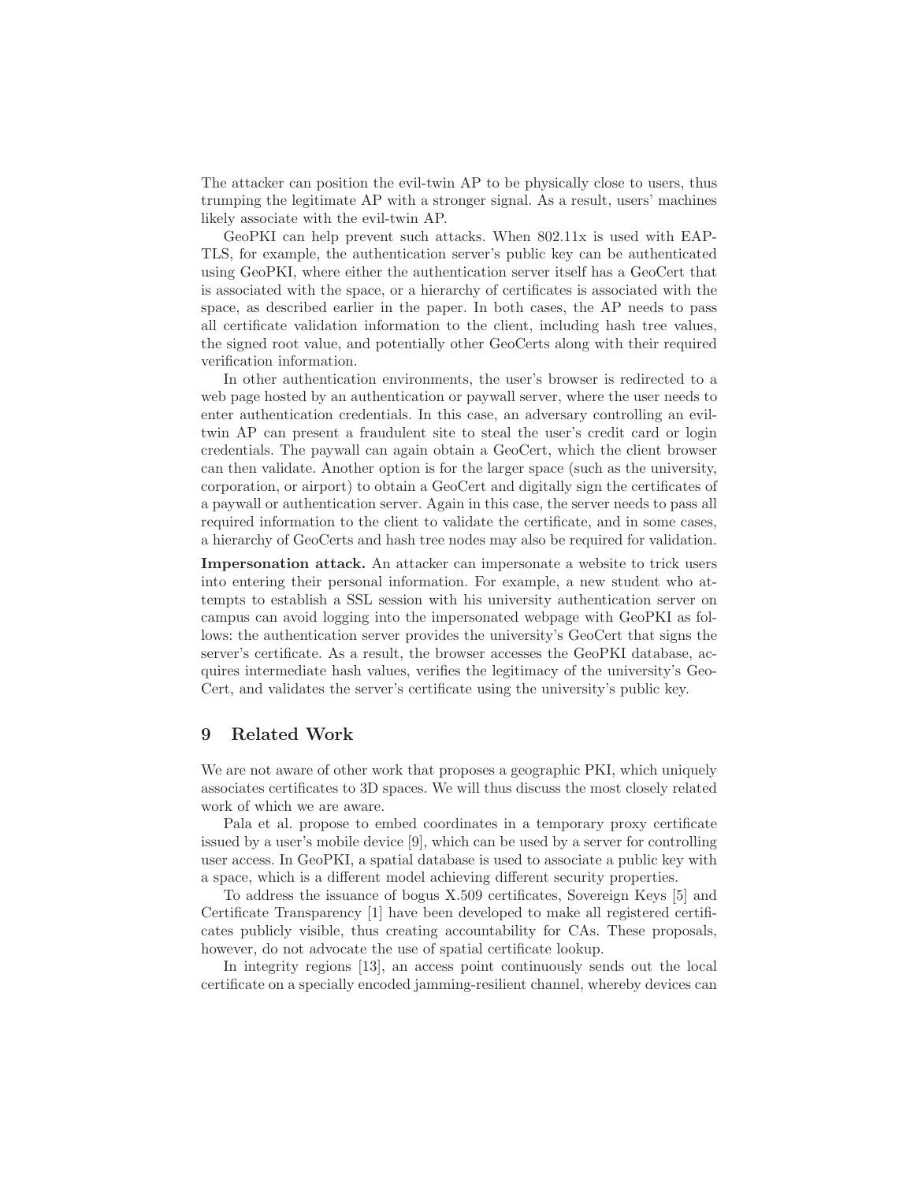The attacker can position the evil-twin AP to be physically close to users, thus trumping the legitimate AP with a stronger signal. As a result, users' machines likely associate with the evil-twin AP.

GeoPKI can help prevent such attacks. When 802.11x is used with EAP-TLS, for example, the authentication server's public key can be authenticated using GeoPKI, where either the authentication server itself has a GeoCert that is associated with the space, or a hierarchy of certificates is associated with the space, as described earlier in the paper. In both cases, the AP needs to pass all certificate validation information to the client, including hash tree values, the signed root value, and potentially other GeoCerts along with their required verification information.

In other authentication environments, the user's browser is redirected to a web page hosted by an authentication or paywall server, where the user needs to enter authentication credentials. In this case, an adversary controlling an evil-twin AP can present a fraudulent site to steal the user's credit card or login credentials. The paywall can again obtain a GeoCert, which the client browser can then validate. Another option is for the larger space (such as the university, corporation, or airport) to obtain a GeoCert and digitally sign the certificates of a paywall or authentication server. Again in this case, the server needs to pass all required information to the client to validate the certificate, and in some cases, a hierarchy of GeoCerts and hash tree nodes may also be required for validation.

**Impersonation attack.** An attacker can impersonate a website to trick users into entering their personal information. For example, a new student who attempts to establish a SSL session with his university authentication server on campus can avoid logging into the impersonated webpage with GeoPKI as follows: the authentication server provides the university's GeoCert that signs the server's certificate. As a result, the browser accesses the GeoPKI database, acquires intermediate hash values, verifies the legitimacy of the university's GeoCert, and validates the server's certificate using the university's public key.

## 9 Related Work

We are not aware of other work that proposes a geographic PKI, which uniquely associates certificates to 3D spaces. We will thus discuss the most closely related work of which we are aware.

Pala et al. propose to embed coordinates in a temporary proxy certificate issued by a user's mobile device [9], which can be used by a server for controlling user access. In GeoPKI, a spatial database is used to associate a public key with a space, which is a different model achieving different security properties.

To address the issuance of bogus X.509 certificates, Sovereign Keys [5] and Certificate Transparency [1] have been developed to make all registered certificates publicly visible, thus creating accountability for CAs. These proposals, however, do not advocate the use of spatial certificate lookup.

In integrity regions [13], an access point continuously sends out the local certificate on a specially encoded jamming-resilient channel, whereby devices can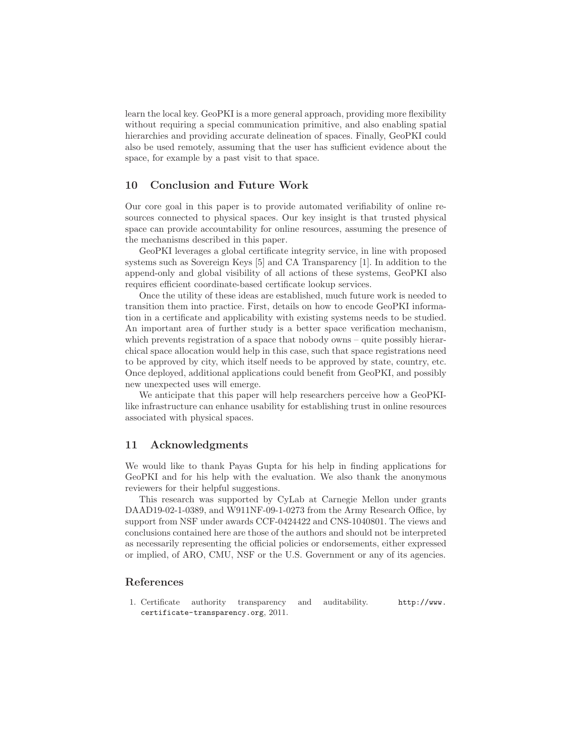learn the local key. GeoPKI is a more general approach, providing more flexibility without requiring a special communication primitive, and also enabling spatial hierarchies and providing accurate delineation of spaces. Finally, GeoPKI could also be used remotely, assuming that the user has sufficient evidence about the space, for example by a past visit to that space.

## 10 Conclusion and Future Work

Our core goal in this paper is to provide automated verifiability of online resources connected to physical spaces. Our key insight is that trusted physical space can provide accountability for online resources, assuming the presence of the mechanisms described in this paper.

GeoPKI leverages a global certificate integrity service, in line with proposed systems such as Sovereign Keys [5] and CA Transparency [1]. In addition to the append-only and global visibility of all actions of these systems, GeoPKI also requires efficient coordinate-based certificate lookup services.

Once the utility of these ideas are established, much future work is needed to transition them into practice. First, details on how to encode GeoPKI information in a certificate and applicability with existing systems needs to be studied. An important area of further study is a better space verification mechanism, which prevents registration of a space that nobody owns – quite possibly hierarchical space allocation would help in this case, such that space registrations need to be approved by city, which itself needs to be approved by state, country, etc. Once deployed, additional applications could benefit from GeoPKI, and possibly new unexpected uses will emerge.

We anticipate that this paper will help researchers perceive how a GeoPKI-like infrastructure can enhance usability for establishing trust in online resources associated with physical spaces.

## 11 Acknowledgments

We would like to thank Payas Gupta for his help in finding applications for GeoPKI and for his help with the evaluation. We also thank the anonymous reviewers for their helpful suggestions.

This research was supported by CyLab at Carnegie Mellon under grants DAAD19-02-1-0389, and W911NF-09-1-0273 from the Army Research Office, by support from NSF under awards CCF-0424422 and CNS-1040801. The views and conclusions contained here are those of the authors and should not be interpreted as necessarily representing the official policies or endorsements, either expressed or implied, of ARO, CMU, NSF or the U.S. Government or any of its agencies.

## References

1. Certificate authority transparency and auditability. `http://www.certificate-transparency.org`, 2011.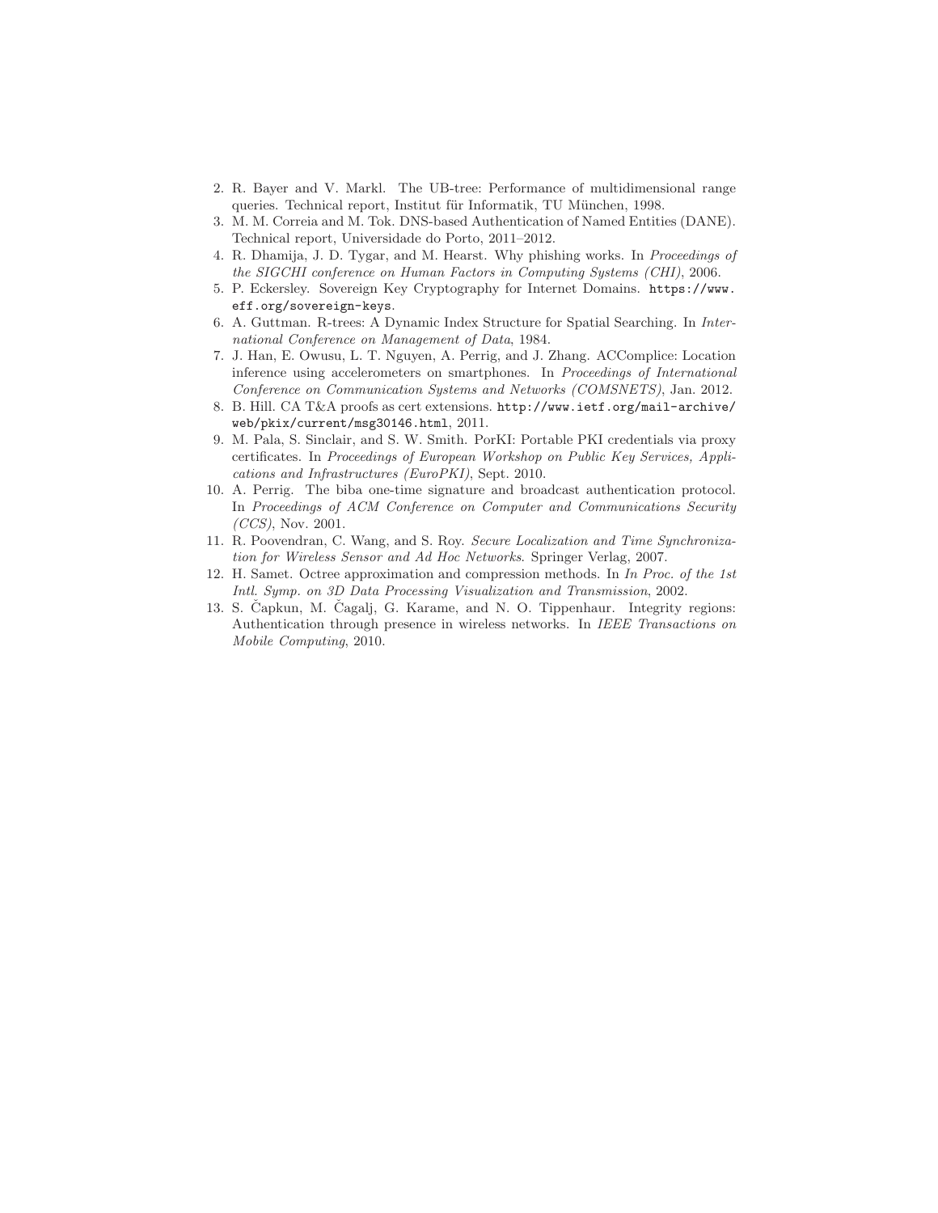2. R. Bayer and V. Markl. The UB-tree: Performance of multidimensional range queries. Technical report, Institut für Informatik, TU München, 1998.
3. M. M. Correia and M. Tok. DNS-based Authentication of Named Entities (DANE). Technical report, Universidade do Porto, 2011–2012.
4. R. Dhamija, J. D. Tygar, and M. Hearst. Why phishing works. In *Proceedings of the SIGCHI conference on Human Factors in Computing Systems (CHI)*, 2006.
5. P. Eckersley. Sovereign Key Cryptography for Internet Domains. `https://www.eff.org/sovereign-keys`.
6. A. Guttman. R-trees: A Dynamic Index Structure for Spatial Searching. In *International Conference on Management of Data*, 1984.
7. J. Han, E. Owusu, L. T. Nguyen, A. Perrig, and J. Zhang. ACComplice: Location inference using accelerometers on smartphones. In *Proceedings of International Conference on Communication Systems and Networks (COMSNETS)*, Jan. 2012.
8. B. Hill. CA T&A proofs as cert extensions. `http://www.ietf.org/mail-archive/web/pkix/current/msg30146.html`, 2011.
9. M. Pala, S. Sinclair, and S. W. Smith. PorKI: Portable PKI credentials via proxy certificates. In *Proceedings of European Workshop on Public Key Services, Applications and Infrastructures (EuroPKI)*, Sept. 2010.
10. A. Perrig. The biba one-time signature and broadcast authentication protocol. In *Proceedings of ACM Conference on Computer and Communications Security (CCS)*, Nov. 2001.
11. R. Poovendran, C. Wang, and S. Roy. *Secure Localization and Time Synchronization for Wireless Sensor and Ad Hoc Networks*. Springer Verlag, 2007.
12. H. Samet. Octree approximation and compression methods. In *In Proc. of the 1st Intl. Symp. on 3D Data Processing Visualization and Transmission*, 2002.
13. S. Čapkun, M. Čagalj, G. Karame, and N. O. Tippenhaur. Integrity regions: Authentication through presence in wireless networks. In *IEEE Transactions on Mobile Computing*, 2010.